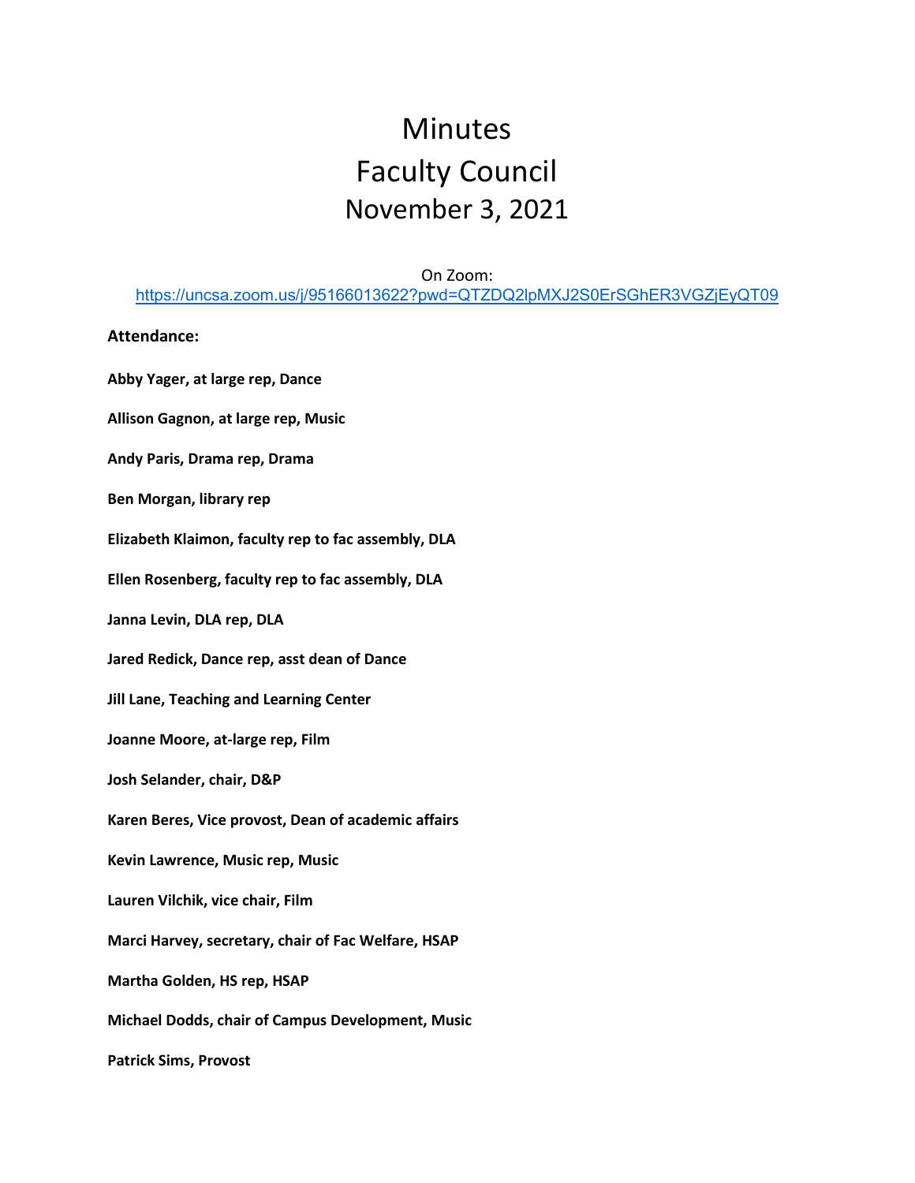# Minutes
# Faculty Council
# November 3, 2021

On Zoom:
https://uncsa.zoom.us/j/95166013622?pwd=QTZDQ2lpMXJ2S0ErSGhER3VGZjEyQT09

**Attendance:**

**Abby Yager, at large rep, Dance**

**Allison Gagnon, at large rep, Music**

**Andy Paris, Drama rep, Drama**

**Ben Morgan, library rep**

**Elizabeth Klaimon, faculty rep to fac assembly, DLA**

**Ellen Rosenberg, faculty rep to fac assembly, DLA**

**Janna Levin, DLA rep, DLA**

**Jared Redick, Dance rep, asst dean of Dance**

**Jill Lane, Teaching and Learning Center**

**Joanne Moore, at-large rep, Film**

**Josh Selander, chair, D&P**

**Karen Beres, Vice provost, Dean of academic affairs**

**Kevin Lawrence, Music rep, Music**

**Lauren Vilchik, vice chair, Film**

**Marci Harvey, secretary, chair of Fac Welfare, HSAP**

**Martha Golden, HS rep, HSAP**

**Michael Dodds, chair of Campus Development, Music**

**Patrick Sims, Provost**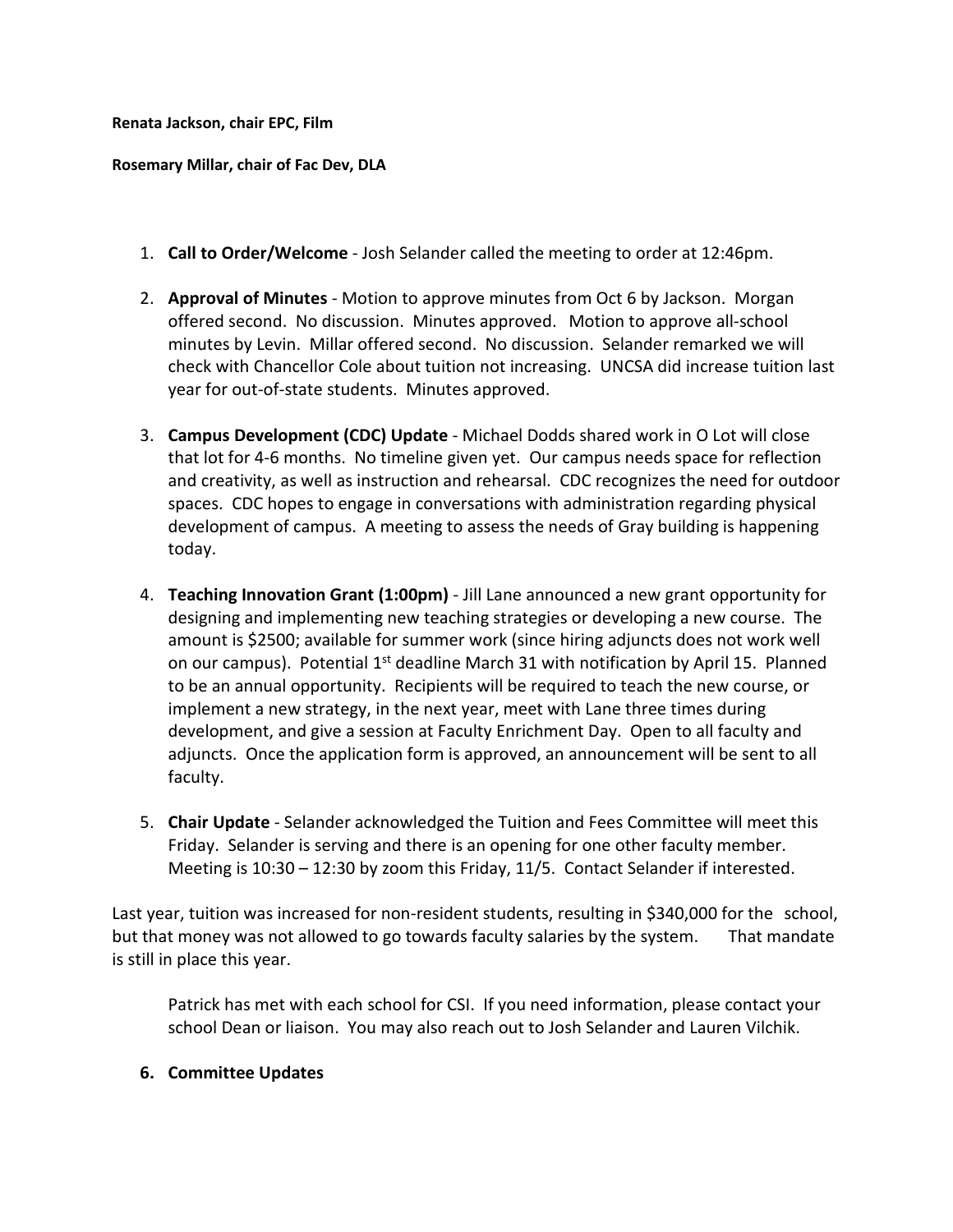**Renata Jackson, chair EPC, Film**

**Rosemary Millar, chair of Fac Dev, DLA**

1. **Call to Order/Welcome** - Josh Selander called the meeting to order at 12:46pm.

2. **Approval of Minutes** - Motion to approve minutes from Oct 6 by Jackson. Morgan offered second. No discussion. Minutes approved. Motion to approve all-school minutes by Levin. Millar offered second. No discussion. Selander remarked we will check with Chancellor Cole about tuition not increasing. UNCSA did increase tuition last year for out-of-state students. Minutes approved.

3. **Campus Development (CDC) Update** - Michael Dodds shared work in O Lot will close that lot for 4-6 months. No timeline given yet. Our campus needs space for reflection and creativity, as well as instruction and rehearsal. CDC recognizes the need for outdoor spaces. CDC hopes to engage in conversations with administration regarding physical development of campus. A meeting to assess the needs of Gray building is happening today.

4. **Teaching Innovation Grant (1:00pm)** - Jill Lane announced a new grant opportunity for designing and implementing new teaching strategies or developing a new course. The amount is $2500; available for summer work (since hiring adjuncts does not work well on our campus). Potential 1st deadline March 31 with notification by April 15. Planned to be an annual opportunity. Recipients will be required to teach the new course, or implement a new strategy, in the next year, meet with Lane three times during development, and give a session at Faculty Enrichment Day. Open to all faculty and adjuncts. Once the application form is approved, an announcement will be sent to all faculty.

5. **Chair Update** - Selander acknowledged the Tuition and Fees Committee will meet this Friday. Selander is serving and there is an opening for one other faculty member. Meeting is 10:30 – 12:30 by zoom this Friday, 11/5. Contact Selander if interested.

Last year, tuition was increased for non-resident students, resulting in $340,000 for the school, but that money was not allowed to go towards faculty salaries by the system. That mandate is still in place this year.

Patrick has met with each school for CSI. If you need information, please contact your school Dean or liaison. You may also reach out to Josh Selander and Lauren Vilchik.

6. **Committee Updates**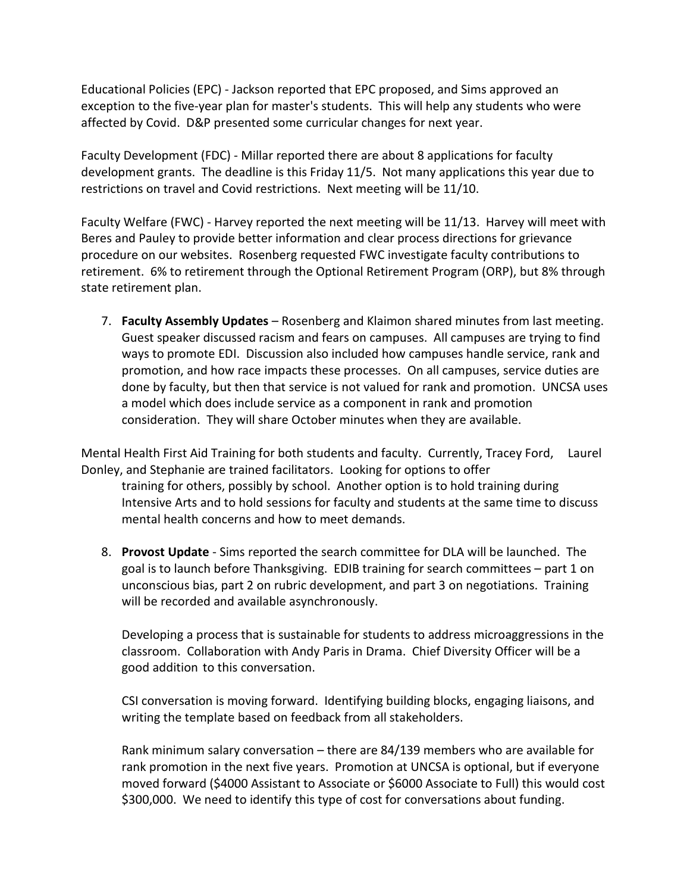Educational Policies (EPC) - Jackson reported that EPC proposed, and Sims approved an exception to the five-year plan for master's students. This will help any students who were affected by Covid. D&P presented some curricular changes for next year.

Faculty Development (FDC) - Millar reported there are about 8 applications for faculty development grants. The deadline is this Friday 11/5. Not many applications this year due to restrictions on travel and Covid restrictions. Next meeting will be 11/10.

Faculty Welfare (FWC) - Harvey reported the next meeting will be 11/13. Harvey will meet with Beres and Pauley to provide better information and clear process directions for grievance procedure on our websites. Rosenberg requested FWC investigate faculty contributions to retirement. 6% to retirement through the Optional Retirement Program (ORP), but 8% through state retirement plan.

7. **Faculty Assembly Updates** – Rosenberg and Klaimon shared minutes from last meeting. Guest speaker discussed racism and fears on campuses. All campuses are trying to find ways to promote EDI. Discussion also included how campuses handle service, rank and promotion, and how race impacts these processes. On all campuses, service duties are done by faculty, but then that service is not valued for rank and promotion. UNCSA uses a model which does include service as a component in rank and promotion consideration. They will share October minutes when they are available.

Mental Health First Aid Training for both students and faculty. Currently, Tracey Ford, Laurel Donley, and Stephanie are trained facilitators. Looking for options to offer training for others, possibly by school. Another option is to hold training during Intensive Arts and to hold sessions for faculty and students at the same time to discuss mental health concerns and how to meet demands.

8. **Provost Update** - Sims reported the search committee for DLA will be launched. The goal is to launch before Thanksgiving. EDIB training for search committees – part 1 on unconscious bias, part 2 on rubric development, and part 3 on negotiations. Training will be recorded and available asynchronously.

   Developing a process that is sustainable for students to address microaggressions in the classroom. Collaboration with Andy Paris in Drama. Chief Diversity Officer will be a good addition to this conversation.

   CSI conversation is moving forward. Identifying building blocks, engaging liaisons, and writing the template based on feedback from all stakeholders.

   Rank minimum salary conversation – there are 84/139 members who are available for rank promotion in the next five years. Promotion at UNCSA is optional, but if everyone moved forward ($4000 Assistant to Associate or $6000 Associate to Full) this would cost $300,000. We need to identify this type of cost for conversations about funding.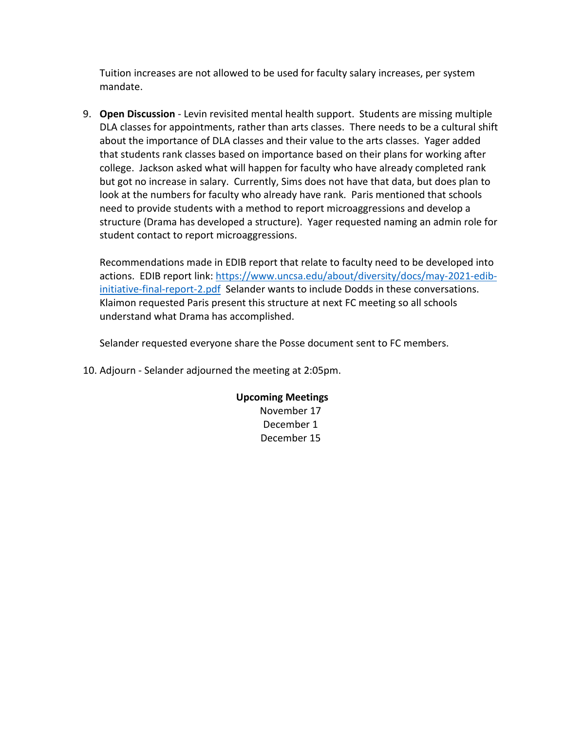Tuition increases are not allowed to be used for faculty salary increases, per system mandate.

9. **Open Discussion** - Levin revisited mental health support. Students are missing multiple DLA classes for appointments, rather than arts classes. There needs to be a cultural shift about the importance of DLA classes and their value to the arts classes. Yager added that students rank classes based on importance based on their plans for working after college. Jackson asked what will happen for faculty who have already completed rank but got no increase in salary. Currently, Sims does not have that data, but does plan to look at the numbers for faculty who already have rank. Paris mentioned that schools need to provide students with a method to report microaggressions and develop a structure (Drama has developed a structure). Yager requested naming an admin role for student contact to report microaggressions.

   Recommendations made in EDIB report that relate to faculty need to be developed into actions. EDIB report link: [https://www.uncsa.edu/about/diversity/docs/may-2021-edib-initiative-final-report-2.pdf](https://www.uncsa.edu/about/diversity/docs/may-2021-edib-initiative-final-report-2.pdf) Selander wants to include Dodds in these conversations. Klaimon requested Paris present this structure at next FC meeting so all schools understand what Drama has accomplished.

   Selander requested everyone share the Posse document sent to FC members.

10. Adjourn - Selander adjourned the meeting at 2:05pm.

**Upcoming Meetings**

November 17
December 1
December 15